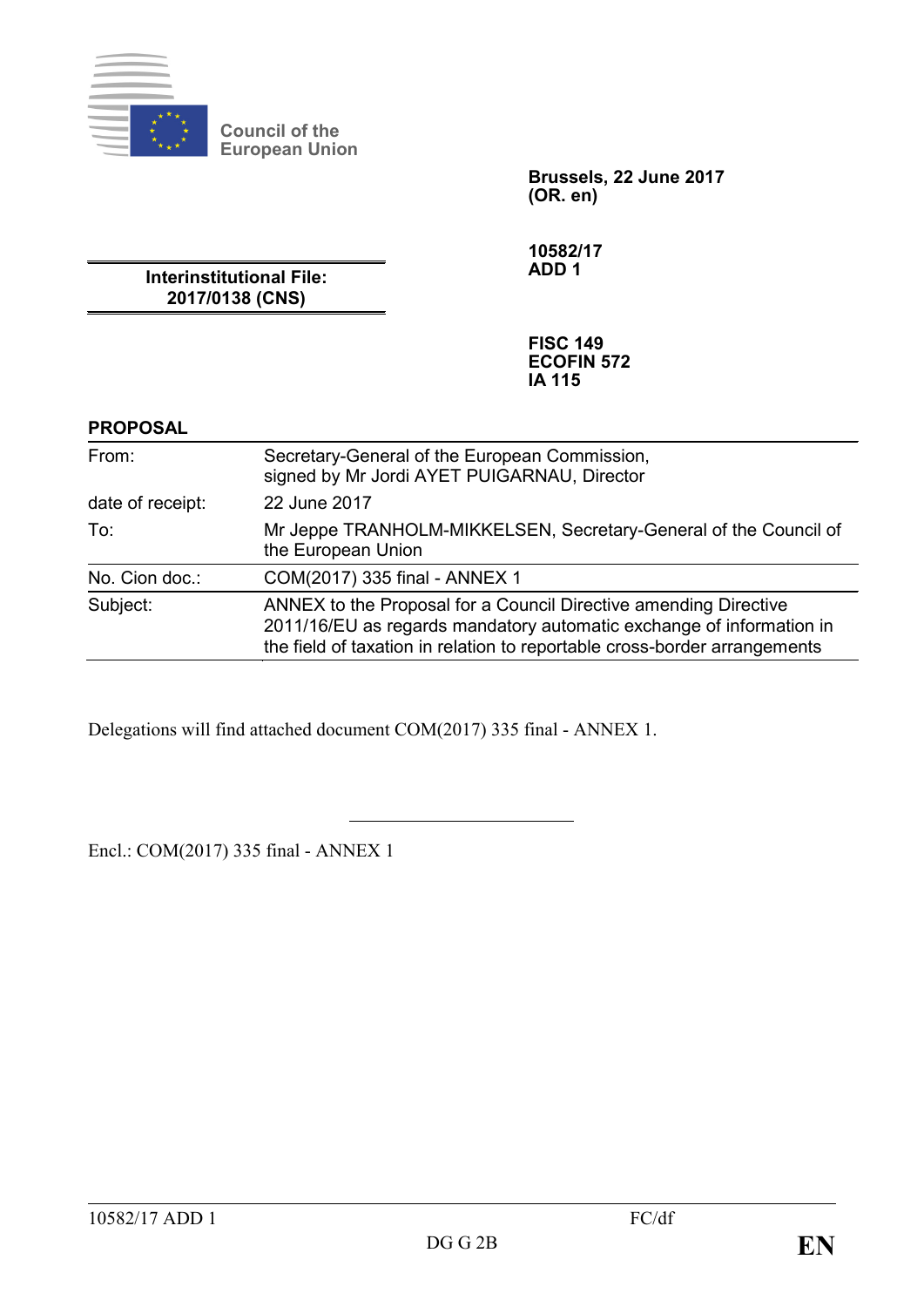Council of the European Union

**Brussels, 22 June 2017**
**(OR. en)**

**Interinstitutional File:**
**2017/0138 (CNS)**

**10582/17**
**ADD 1**

**FISC 149**
**ECOFIN 572**
**IA 115**

**PROPOSAL**

| | |
|---|---|
| From: | Secretary-General of the European Commission, signed by Mr Jordi AYET PUIGARNAU, Director |
| date of receipt: | 22 June 2017 |
| To: | Mr Jeppe TRANHOLM-MIKKELSEN, Secretary-General of the Council of the European Union |
| No. Cion doc.: | COM(2017) 335 final - ANNEX 1 |
| Subject: | ANNEX to the Proposal for a Council Directive amending Directive 2011/16/EU as regards mandatory automatic exchange of information in the field of taxation in relation to reportable cross-border arrangements |

Delegations will find attached document COM(2017) 335 final - ANNEX 1.

---

Encl.: COM(2017) 335 final - ANNEX 1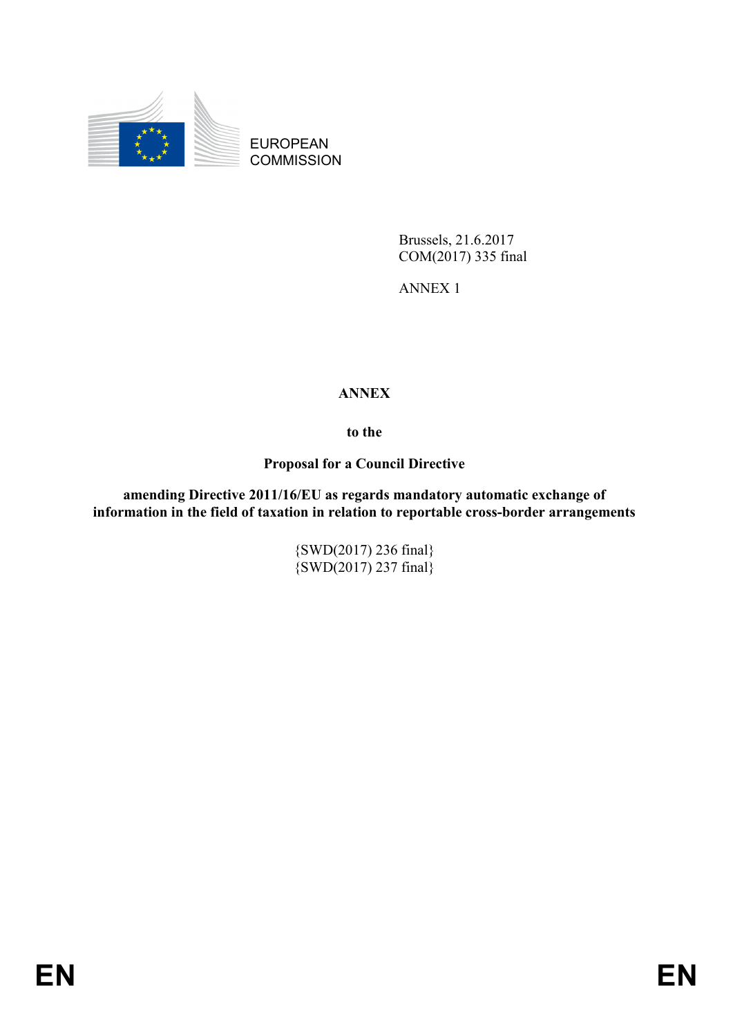EUROPEAN COMMISSION

Brussels, 21.6.2017
COM(2017) 335 final

ANNEX 1

**ANNEX**

**to the**

**Proposal for a Council Directive**

**amending Directive 2011/16/EU as regards mandatory automatic exchange of information in the field of taxation in relation to reportable cross-border arrangements**

{SWD(2017) 236 final}
{SWD(2017) 237 final}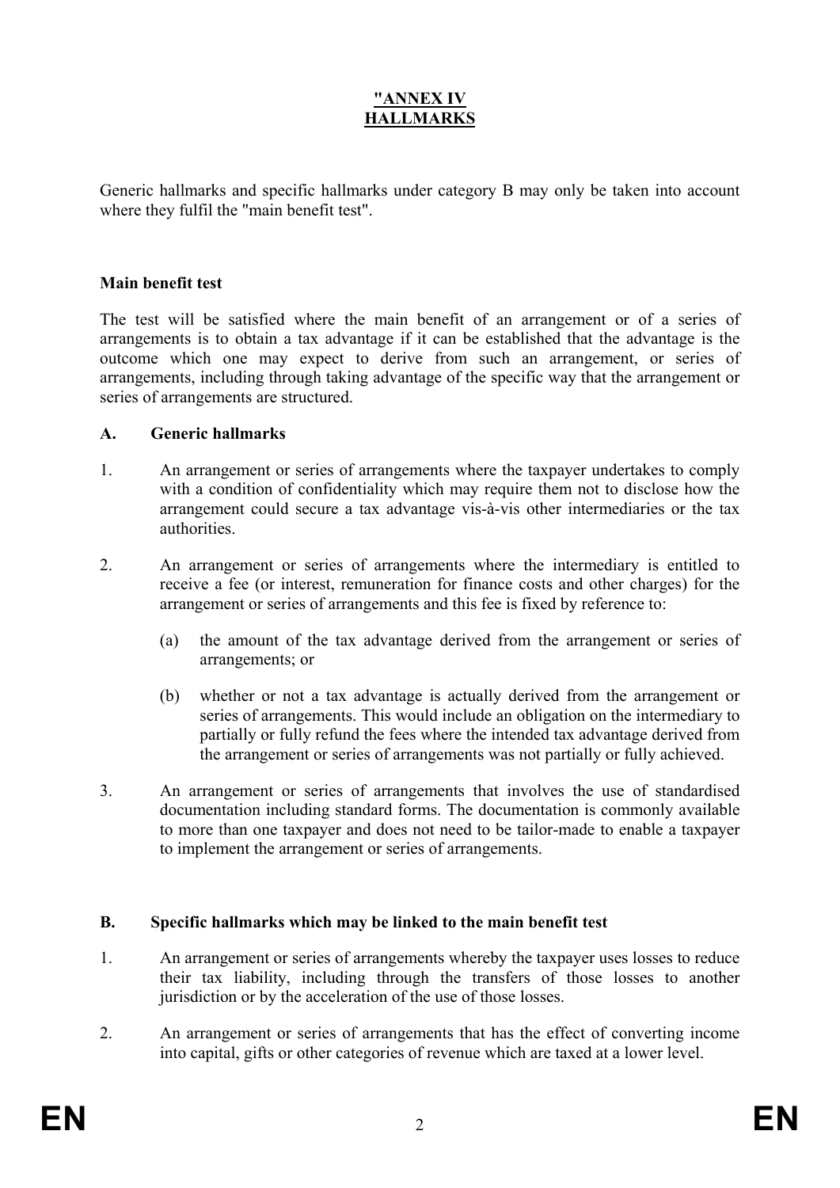# "ANNEX IV
# HALLMARKS

Generic hallmarks and specific hallmarks under category B may only be taken into account where they fulfil the "main benefit test".

**Main benefit test**

The test will be satisfied where the main benefit of an arrangement or of a series of arrangements is to obtain a tax advantage if it can be established that the advantage is the outcome which one may expect to derive from such an arrangement, or series of arrangements, including through taking advantage of the specific way that the arrangement or series of arrangements are structured.

## A. Generic hallmarks

1. An arrangement or series of arrangements where the taxpayer undertakes to comply with a condition of confidentiality which may require them not to disclose how the arrangement could secure a tax advantage vis-à-vis other intermediaries or the tax authorities.

2. An arrangement or series of arrangements where the intermediary is entitled to receive a fee (or interest, remuneration for finance costs and other charges) for the arrangement or series of arrangements and this fee is fixed by reference to:

   (a) the amount of the tax advantage derived from the arrangement or series of arrangements; or

   (b) whether or not a tax advantage is actually derived from the arrangement or series of arrangements. This would include an obligation on the intermediary to partially or fully refund the fees where the intended tax advantage derived from the arrangement or series of arrangements was not partially or fully achieved.

3. An arrangement or series of arrangements that involves the use of standardised documentation including standard forms. The documentation is commonly available to more than one taxpayer and does not need to be tailor-made to enable a taxpayer to implement the arrangement or series of arrangements.

## B. Specific hallmarks which may be linked to the main benefit test

1. An arrangement or series of arrangements whereby the taxpayer uses losses to reduce their tax liability, including through the transfers of those losses to another jurisdiction or by the acceleration of the use of those losses.

2. An arrangement or series of arrangements that has the effect of converting income into capital, gifts or other categories of revenue which are taxed at a lower level.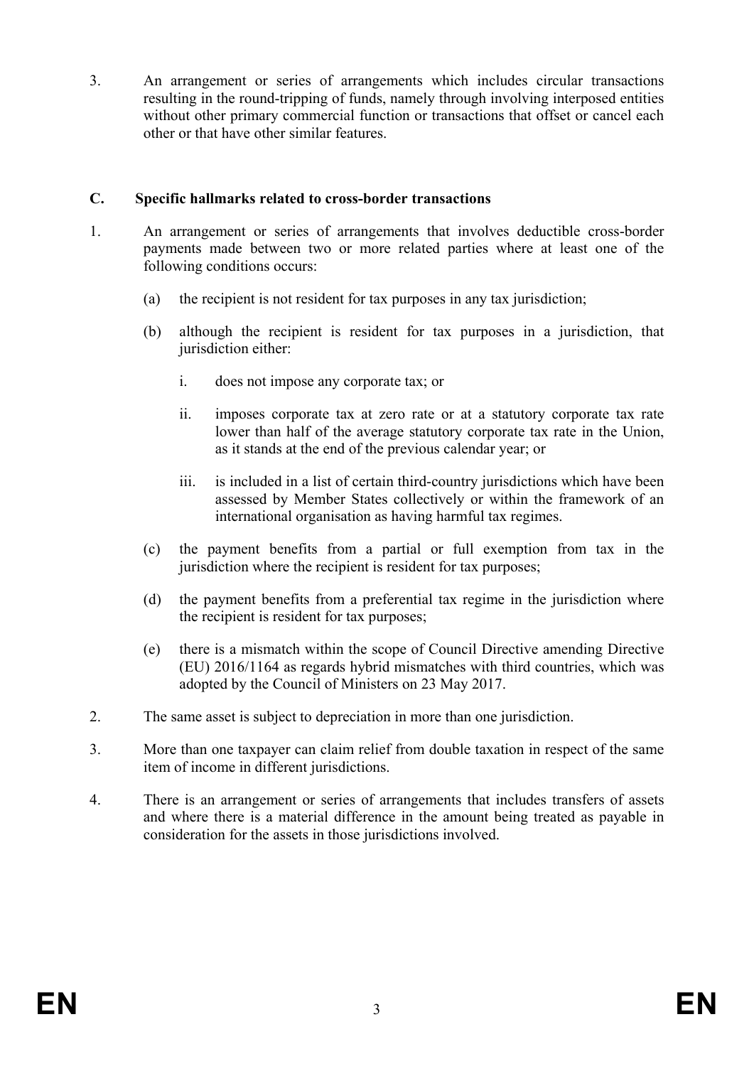3. An arrangement or series of arrangements which includes circular transactions resulting in the round-tripping of funds, namely through involving interposed entities without other primary commercial function or transactions that offset or cancel each other or that have other similar features.

## C. Specific hallmarks related to cross-border transactions

1. An arrangement or series of arrangements that involves deductible cross-border payments made between two or more related parties where at least one of the following conditions occurs:

   (a) the recipient is not resident for tax purposes in any tax jurisdiction;

   (b) although the recipient is resident for tax purposes in a jurisdiction, that jurisdiction either:

      i. does not impose any corporate tax; or

      ii. imposes corporate tax at zero rate or at a statutory corporate tax rate lower than half of the average statutory corporate tax rate in the Union, as it stands at the end of the previous calendar year; or

      iii. is included in a list of certain third-country jurisdictions which have been assessed by Member States collectively or within the framework of an international organisation as having harmful tax regimes.

   (c) the payment benefits from a partial or full exemption from tax in the jurisdiction where the recipient is resident for tax purposes;

   (d) the payment benefits from a preferential tax regime in the jurisdiction where the recipient is resident for tax purposes;

   (e) there is a mismatch within the scope of Council Directive amending Directive (EU) 2016/1164 as regards hybrid mismatches with third countries, which was adopted by the Council of Ministers on 23 May 2017.

2. The same asset is subject to depreciation in more than one jurisdiction.

3. More than one taxpayer can claim relief from double taxation in respect of the same item of income in different jurisdictions.

4. There is an arrangement or series of arrangements that includes transfers of assets and where there is a material difference in the amount being treated as payable in consideration for the assets in those jurisdictions involved.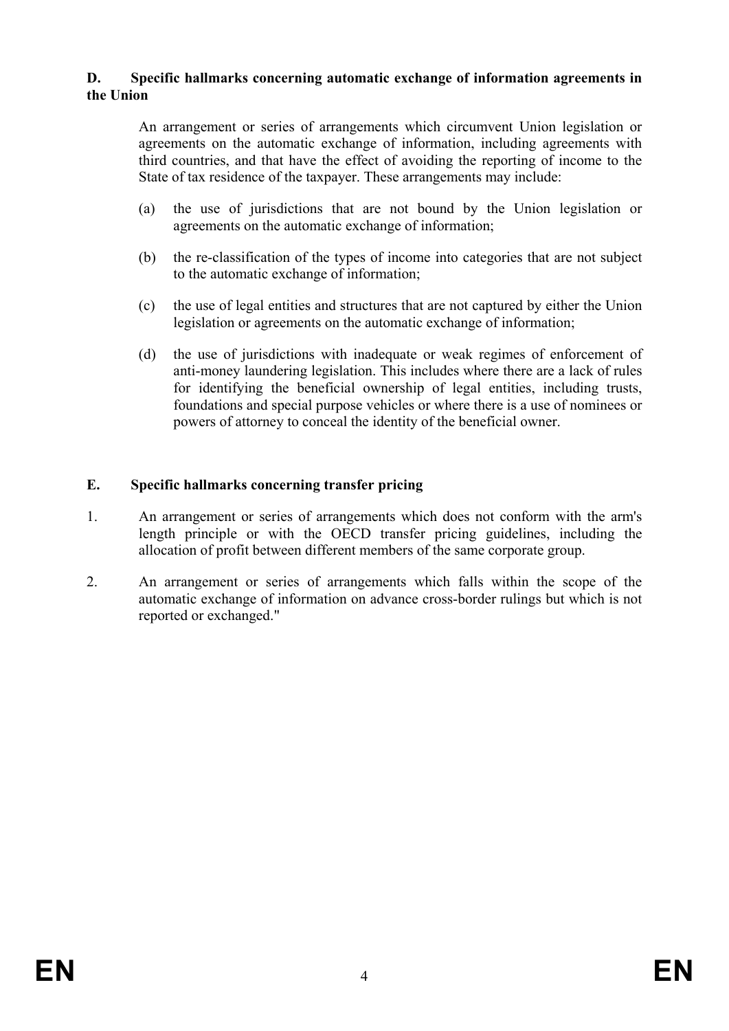**D. Specific hallmarks concerning automatic exchange of information agreements in the Union**

An arrangement or series of arrangements which circumvent Union legislation or agreements on the automatic exchange of information, including agreements with third countries, and that have the effect of avoiding the reporting of income to the State of tax residence of the taxpayer. These arrangements may include:

(a) the use of jurisdictions that are not bound by the Union legislation or agreements on the automatic exchange of information;

(b) the re-classification of the types of income into categories that are not subject to the automatic exchange of information;

(c) the use of legal entities and structures that are not captured by either the Union legislation or agreements on the automatic exchange of information;

(d) the use of jurisdictions with inadequate or weak regimes of enforcement of anti-money laundering legislation. This includes where there are a lack of rules for identifying the beneficial ownership of legal entities, including trusts, foundations and special purpose vehicles or where there is a use of nominees or powers of attorney to conceal the identity of the beneficial owner.

**E. Specific hallmarks concerning transfer pricing**

1. An arrangement or series of arrangements which does not conform with the arm's length principle or with the OECD transfer pricing guidelines, including the allocation of profit between different members of the same corporate group.

2. An arrangement or series of arrangements which falls within the scope of the automatic exchange of information on advance cross-border rulings but which is not reported or exchanged."